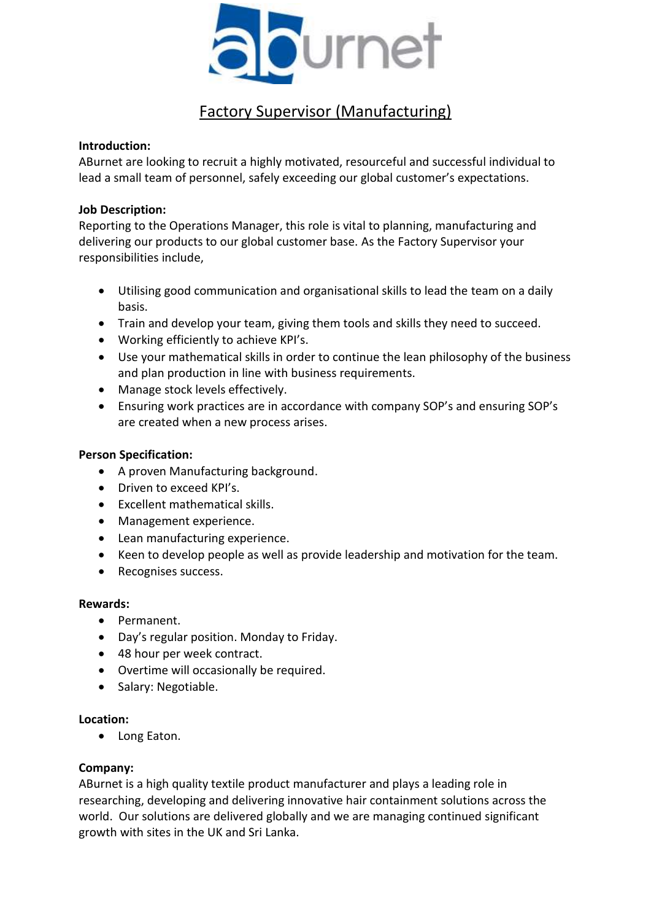# Factory Supervisor (Manufacturing)

**Introduction:**
ABurnet are looking to recruit a highly motivated, resourceful and successful individual to lead a small team of personnel, safely exceeding our global customer's expectations.

**Job Description:**
Reporting to the Operations Manager, this role is vital to planning, manufacturing and delivering our products to our global customer base. As the Factory Supervisor your responsibilities include,

- Utilising good communication and organisational skills to lead the team on a daily basis.
- Train and develop your team, giving them tools and skills they need to succeed.
- Working efficiently to achieve KPI's.
- Use your mathematical skills in order to continue the lean philosophy of the business and plan production in line with business requirements.
- Manage stock levels effectively.
- Ensuring work practices are in accordance with company SOP's and ensuring SOP's are created when a new process arises.

**Person Specification:**

- A proven Manufacturing background.
- Driven to exceed KPI's.
- Excellent mathematical skills.
- Management experience.
- Lean manufacturing experience.
- Keen to develop people as well as provide leadership and motivation for the team.
- Recognises success.

**Rewards:**

- Permanent.
- Day's regular position. Monday to Friday.
- 48 hour per week contract.
- Overtime will occasionally be required.
- Salary: Negotiable.

**Location:**

- Long Eaton.

**Company:**
ABurnet is a high quality textile product manufacturer and plays a leading role in researching, developing and delivering innovative hair containment solutions across the world. Our solutions are delivered globally and we are managing continued significant growth with sites in the UK and Sri Lanka.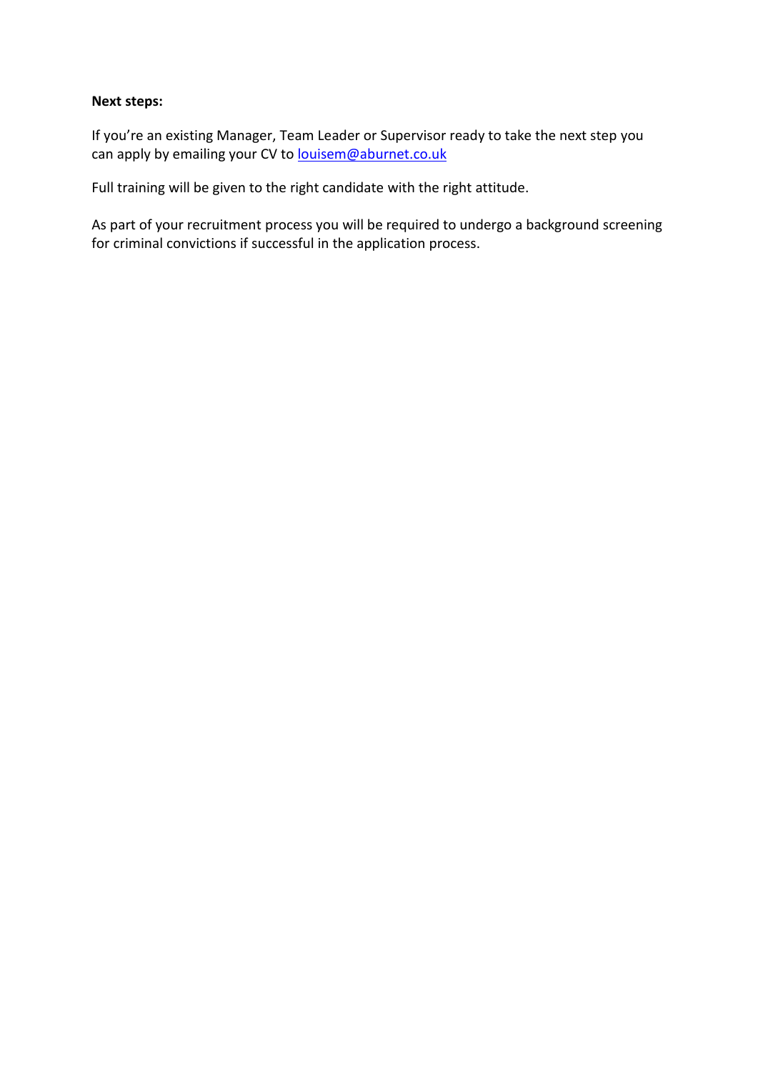**Next steps:**

If you're an existing Manager, Team Leader or Supervisor ready to take the next step you can apply by emailing your CV to louisem@aburnet.co.uk

Full training will be given to the right candidate with the right attitude.

As part of your recruitment process you will be required to undergo a background screening for criminal convictions if successful in the application process.